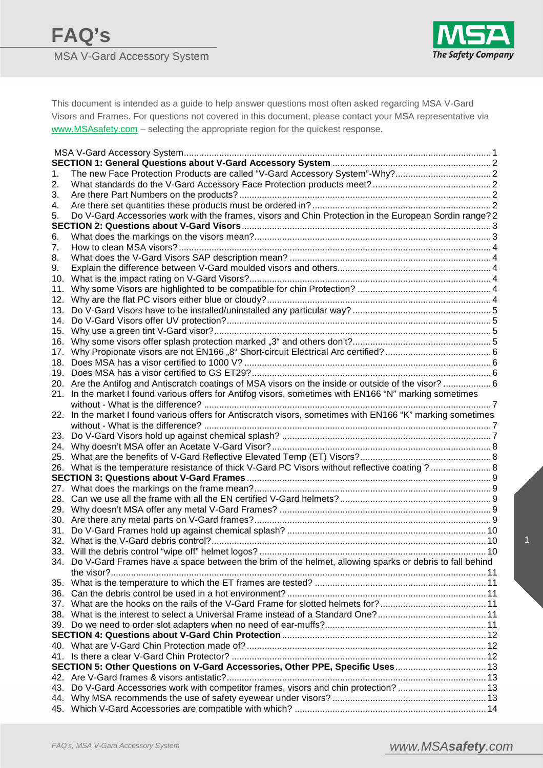# FAQ's

MSA V-Gard Accessory System

This document is intended as a guide to help answer questions most often asked regarding MSA V-Gard Visors and Frames. For questions not covered in this document, please contact your MSA representative via [www.MSAsafety.com](www.MSAsafety.com) – selecting the appropriate region for the quickest response.

MSA V-Gard Accessory System ........................................................................................................ 1

**SECTION 1: General Questions about V-Gard Accessory System** ............................................................ 2

1. The new Face Protection Products are called "V-Gard Accessory System"-Why? ...................................... 2
2. What standards do the V-Gard Accessory Face Protection products meet? .............................................. 2
3. Are there Part Numbers on the products? ................................................................................ 2
4. Are there set quantities these products must be ordered in? ...................................................... 2
5. Do V-Gard Accessories work with the frames, visors and Chin Protection in the European Sordin range? 2

**SECTION 2: Questions about V-Gard Visors** ............................................................................. 3

6. What does the markings on the visors mean? ........................................................................... 3
7. How to clean MSA visors? ........................................................................................................ 4
8. What does the V-Gard Visors SAP description mean? ............................................................... 4
9. Explain the difference between V-Gard moulded visors and others .......................................... 4
10. What is the impact rating on V-Gard Visors? ......................................................................... 4
11. Why some Visors are highlighted to be compatible for chin Protection? .................................... 4
12. Why are the flat PC visors either blue or cloudy? .................................................................. 4
13. Do V-Gard Visors have to be installed/uninstalled any particular way? ...................................... 5
14. Do V-Gard Visors offer UV protection? .................................................................................. 5
15. Why use a green tint V-Gard visor? ....................................................................................... 5
16. Why some visors offer splash protection marked „3" and others don't? ..................................... 5
17. Why Propionate visors are not EN166 „8" Short-circuit Electrical Arc certified? ......................... 6
18. Does MSA has a visor certified to 1000 V? ............................................................................. 6
19. Does MSA has a visor certified to GS ET29? .......................................................................... 6
20. Are the Antifog and Antiscratch coatings of MSA visors on the inside or outside of the visor? ..... 6
21. In the market I found various offers for Antifog visors, sometimes with EN166 "N" marking sometimes without - What is the difference? ................................................................................ 7
22. In the market I found various offers for Antiscratch visors, sometimes with EN166 "K" marking sometimes without - What is the difference? ................................................................................ 7
23. Do V-Gard Visors hold up against chemical splash? ................................................................ 7
24. Why doesn't MSA offer an Acetate V-Gard Visor? .................................................................... 8
25. What are the benefits of V-Gard Reflective Elevated Temp (ET) Visors? ..................................... 8
26. What is the temperature resistance of thick V-Gard PC Visors without reflective coating ? .......... 8

**SECTION 3: Questions about V-Gard Frames** ............................................................................. 9

27. What does the markings on the frame mean? ......................................................................... 9
28. Can we use all the frame with all the EN certified V-Gard helmets? ......................................... 9
29. Why doesn't MSA offer any metal V-Gard Frames? ................................................................. 9
30. Are there any metal parts on V-Gard frames? ......................................................................... 9
31. Do V-Gard Frames hold up against chemical splash? .............................................................. 10
32. What is the V-Gard debris control? ........................................................................................ 10
33. Will the debris control "wipe off" helmet logos? ..................................................................... 10
34. Do V-Gard Frames have a space between the brim of the helmet, allowing sparks or debris to fall behind the visor? ................................................................................................................. 11
35. What is the temperature to which the ET frames are tested? .................................................. 11
36. Can the debris control be used in a hot environment? ............................................................ 11
37. What are the hooks on the rails of the V-Gard Frame for slotted helmets for? .......................... 11
38. What is the interest to select a Universal Frame instead of a Standard One? ............................ 11
39. Do we need to order slot adapters when no need of ear-muffs? .............................................. 11

**SECTION 4: Questions about V-Gard Chin Protection** ................................................................ 12

40. What are V-Gard Chin Protection made of? ............................................................................ 12
41. Is there a clear V-Gard Chin Protector? .................................................................................. 12

**SECTION 5: Other Questions on V-Gard Accessories, Other PPE, Specific Uses** ............................ 13

42. Are V-Gard frames & visors antistatic? ................................................................................... 13
43. Do V-Gard Accessories work with competitor frames, visors and chin protection? ..................... 13
44. Why MSA recommends the use of safety eyewear under visors? ............................................. 13
45. Which V-Gard Accessories are compatible with which? ........................................................... 14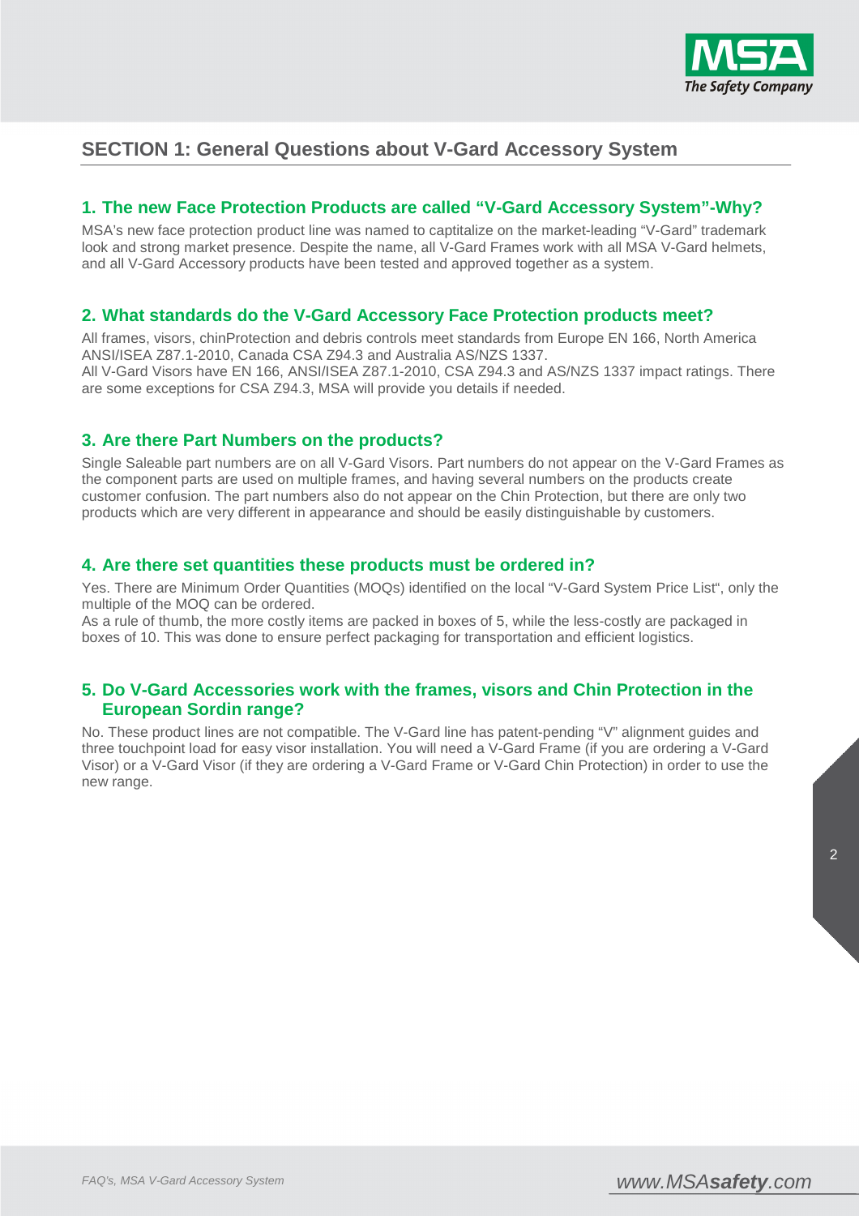## SECTION 1: General Questions about V-Gard Accessory System

### 1. The new Face Protection Products are called "V-Gard Accessory System"-Why?

MSA's new face protection product line was named to captitalize on the market-leading "V-Gard" trademark look and strong market presence. Despite the name, all V-Gard Frames work with all MSA V-Gard helmets, and all V-Gard Accessory products have been tested and approved together as a system.

### 2. What standards do the V-Gard Accessory Face Protection products meet?

All frames, visors, chinProtection and debris controls meet standards from Europe EN 166, North America ANSI/ISEA Z87.1-2010, Canada CSA Z94.3 and Australia AS/NZS 1337.
All V-Gard Visors have EN 166, ANSI/ISEA Z87.1-2010, CSA Z94.3 and AS/NZS 1337 impact ratings. There are some exceptions for CSA Z94.3, MSA will provide you details if needed.

### 3. Are there Part Numbers on the products?

Single Saleable part numbers are on all V-Gard Visors. Part numbers do not appear on the V-Gard Frames as the component parts are used on multiple frames, and having several numbers on the products create customer confusion. The part numbers also do not appear on the Chin Protection, but there are only two products which are very different in appearance and should be easily distinguishable by customers.

### 4. Are there set quantities these products must be ordered in?

Yes. There are Minimum Order Quantities (MOQs) identified on the local "V-Gard System Price List", only the multiple of the MOQ can be ordered.
As a rule of thumb, the more costly items are packed in boxes of 5, while the less-costly are packaged in boxes of 10. This was done to ensure perfect packaging for transportation and efficient logistics.

### 5. Do V-Gard Accessories work with the frames, visors and Chin Protection in the European Sordin range?

No. These product lines are not compatible. The V-Gard line has patent-pending "V" alignment guides and three touchpoint load for easy visor installation. You will need a V-Gard Frame (if you are ordering a V-Gard Visor) or a V-Gard Visor (if they are ordering a V-Gard Frame or V-Gard Chin Protection) in order to use the new range.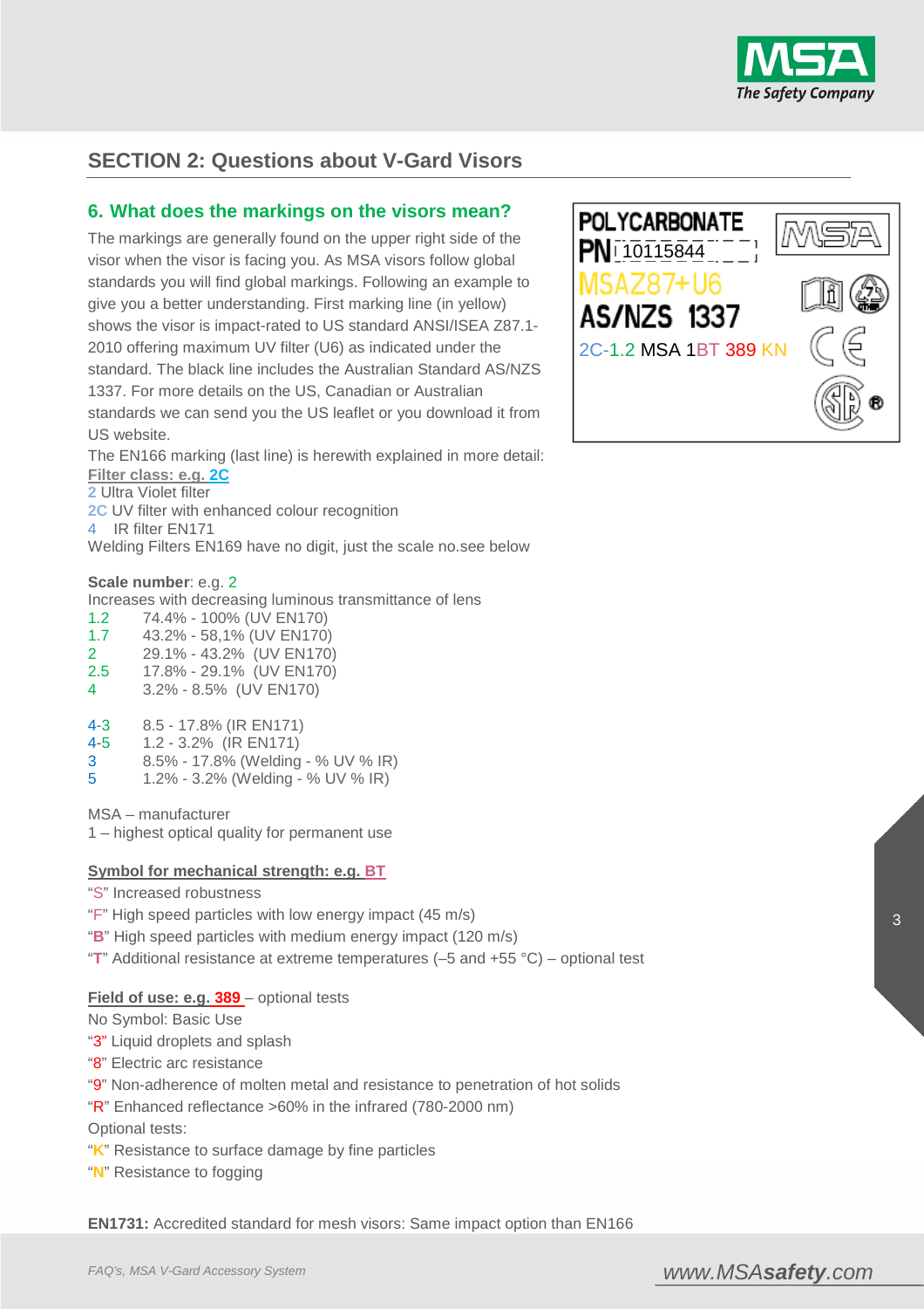## SECTION 2: Questions about V-Gard Visors

### 6. What does the markings on the visors mean?

The markings are generally found on the upper right side of the visor when the visor is facing you. As MSA visors follow global standards you will find global markings. Following an example to give you a better understanding. First marking line (in yellow) shows the visor is impact-rated to US standard ANSI/ISEA Z87.1-2010 offering maximum UV filter (U6) as indicated under the standard. The black line includes the Australian Standard AS/NZS 1337. For more details on the US, Canadian or Australian standards we can send you the US leaflet or you download it from US website.

POLYCARBONATE
PN 10115844
MSAZ87+U6
AS/NZS 1337
2C-1.2 MSA 1BT 389 KN

The EN166 marking (last line) is herewith explained in more detail:

**Filter class: e.g. 2C**

2 Ultra Violet filter
2C UV filter with enhanced colour recognition
4 IR filter EN171
Welding Filters EN169 have no digit, just the scale no.see below

**Scale number**: e.g. 2

Increases with decreasing luminous transmittance of lens

| | |
|---|---|
| 1.2 | 74.4% - 100% (UV EN170) |
| 1.7 | 43.2% - 58,1% (UV EN170) |
| 2 | 29.1% - 43.2% (UV EN170) |
| 2.5 | 17.8% - 29.1% (UV EN170) |
| 4 | 3.2% - 8.5% (UV EN170) |
| 4-3 | 8.5 - 17.8% (IR EN171) |
| 4-5 | 1.2 - 3.2% (IR EN171) |
| 3 | 8.5% - 17.8% (Welding - % UV % IR) |
| 5 | 1.2% - 3.2% (Welding - % UV % IR) |

MSA – manufacturer
1 – highest optical quality for permanent use

**Symbol for mechanical strength: e.g. BT**

"S" Increased robustness
"F" High speed particles with low energy impact (45 m/s)
"B" High speed particles with medium energy impact (120 m/s)
"T" Additional resistance at extreme temperatures (–5 and +55 °C) – optional test

**Field of use: e.g. 389** – optional tests

No Symbol: Basic Use
"3" Liquid droplets and splash
"8" Electric arc resistance
"9" Non-adherence of molten metal and resistance to penetration of hot solids
"R" Enhanced reflectance >60% in the infrared (780-2000 nm)
Optional tests:
"K" Resistance to surface damage by fine particles
"N" Resistance to fogging

**EN1731:** Accredited standard for mesh visors: Same impact option than EN166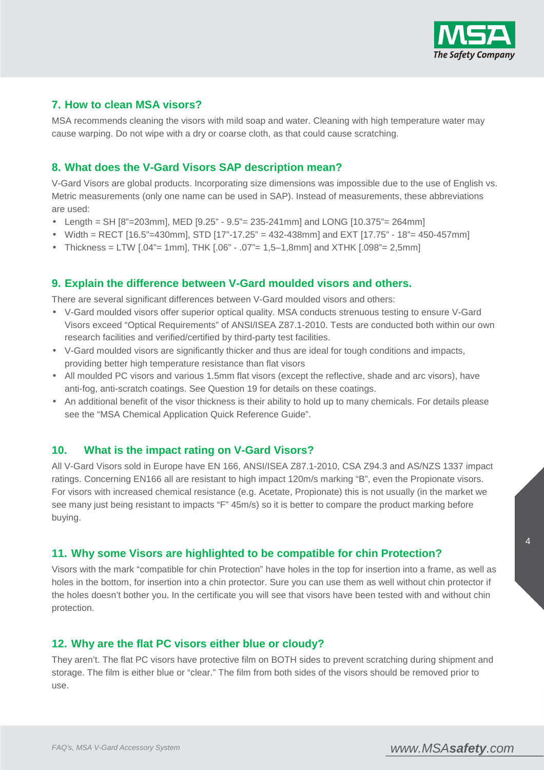## 7. How to clean MSA visors?

MSA recommends cleaning the visors with mild soap and water. Cleaning with high temperature water may cause warping. Do not wipe with a dry or coarse cloth, as that could cause scratching.

## 8. What does the V-Gard Visors SAP description mean?

V-Gard Visors are global products. Incorporating size dimensions was impossible due to the use of English vs. Metric measurements (only one name can be used in SAP). Instead of measurements, these abbreviations are used:

- Length = SH [8"=203mm], MED [9.25" - 9.5"= 235-241mm] and LONG [10.375"= 264mm]
- Width = RECT [16.5"=430mm], STD [17"-17.25" = 432-438mm] and EXT [17.75" - 18"= 450-457mm]
- Thickness = LTW [.04"= 1mm], THK [.06" - .07"= 1,5–1,8mm] and XTHK [.098"= 2,5mm]

## 9. Explain the difference between V-Gard moulded visors and others.

There are several significant differences between V-Gard moulded visors and others:

- V-Gard moulded visors offer superior optical quality. MSA conducts strenuous testing to ensure V-Gard Visors exceed "Optical Requirements" of ANSI/ISEA Z87.1-2010. Tests are conducted both within our own research facilities and verified/certified by third-party test facilities.
- V-Gard moulded visors are significantly thicker and thus are ideal for tough conditions and impacts, providing better high temperature resistance than flat visors
- All moulded PC visors and various 1.5mm flat visors (except the reflective, shade and arc visors), have anti-fog, anti-scratch coatings. See Question 19 for details on these coatings.
- An additional benefit of the visor thickness is their ability to hold up to many chemicals. For details please see the "MSA Chemical Application Quick Reference Guide".

## 10. What is the impact rating on V-Gard Visors?

All V-Gard Visors sold in Europe have EN 166, ANSI/ISEA Z87.1-2010, CSA Z94.3 and AS/NZS 1337 impact ratings. Concerning EN166 all are resistant to high impact 120m/s marking "B", even the Propionate visors. For visors with increased chemical resistance (e.g. Acetate, Propionate) this is not usually (in the market we see many just being resistant to impacts "F" 45m/s) so it is better to compare the product marking before buying.

## 11. Why some Visors are highlighted to be compatible for chin Protection?

Visors with the mark "compatible for chin Protection" have holes in the top for insertion into a frame, as well as holes in the bottom, for insertion into a chin protector. Sure you can use them as well without chin protector if the holes doesn't bother you. In the certificate you will see that visors have been tested with and without chin protection.

## 12. Why are the flat PC visors either blue or cloudy?

They aren't. The flat PC visors have protective film on BOTH sides to prevent scratching during shipment and storage. The film is either blue or "clear." The film from both sides of the visors should be removed prior to use.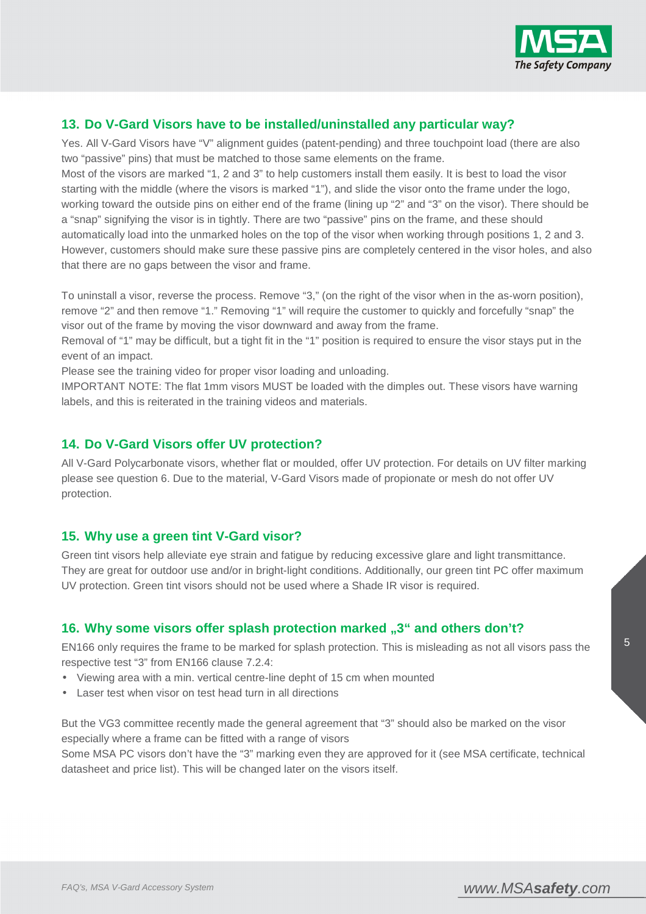## 13. Do V-Gard Visors have to be installed/uninstalled any particular way?

Yes. All V-Gard Visors have "V" alignment guides (patent-pending) and three touchpoint load (there are also two "passive" pins) that must be matched to those same elements on the frame.

Most of the visors are marked "1, 2 and 3" to help customers install them easily. It is best to load the visor starting with the middle (where the visors is marked "1"), and slide the visor onto the frame under the logo, working toward the outside pins on either end of the frame (lining up "2" and "3" on the visor). There should be a "snap" signifying the visor is in tightly. There are two "passive" pins on the frame, and these should automatically load into the unmarked holes on the top of the visor when working through positions 1, 2 and 3. However, customers should make sure these passive pins are completely centered in the visor holes, and also that there are no gaps between the visor and frame.

To uninstall a visor, reverse the process. Remove "3," (on the right of the visor when in the as-worn position), remove "2" and then remove "1." Removing "1" will require the customer to quickly and forcefully "snap" the visor out of the frame by moving the visor downward and away from the frame.

Removal of "1" may be difficult, but a tight fit in the "1" position is required to ensure the visor stays put in the event of an impact.

Please see the training video for proper visor loading and unloading.

IMPORTANT NOTE: The flat 1mm visors MUST be loaded with the dimples out. These visors have warning labels, and this is reiterated in the training videos and materials.

## 14. Do V-Gard Visors offer UV protection?

All V-Gard Polycarbonate visors, whether flat or moulded, offer UV protection. For details on UV filter marking please see question 6. Due to the material, V-Gard Visors made of propionate or mesh do not offer UV protection.

## 15. Why use a green tint V-Gard visor?

Green tint visors help alleviate eye strain and fatigue by reducing excessive glare and light transmittance. They are great for outdoor use and/or in bright-light conditions. Additionally, our green tint PC offer maximum UV protection. Green tint visors should not be used where a Shade IR visor is required.

## 16. Why some visors offer splash protection marked „3“ and others don't?

EN166 only requires the frame to be marked for splash protection. This is misleading as not all visors pass the respective test "3" from EN166 clause 7.2.4:

- Viewing area with a min. vertical centre-line depht of 15 cm when mounted
- Laser test when visor on test head turn in all directions

But the VG3 committee recently made the general agreement that "3" should also be marked on the visor especially where a frame can be fitted with a range of visors

Some MSA PC visors don't have the "3" marking even they are approved for it (see MSA certificate, technical datasheet and price list). This will be changed later on the visors itself.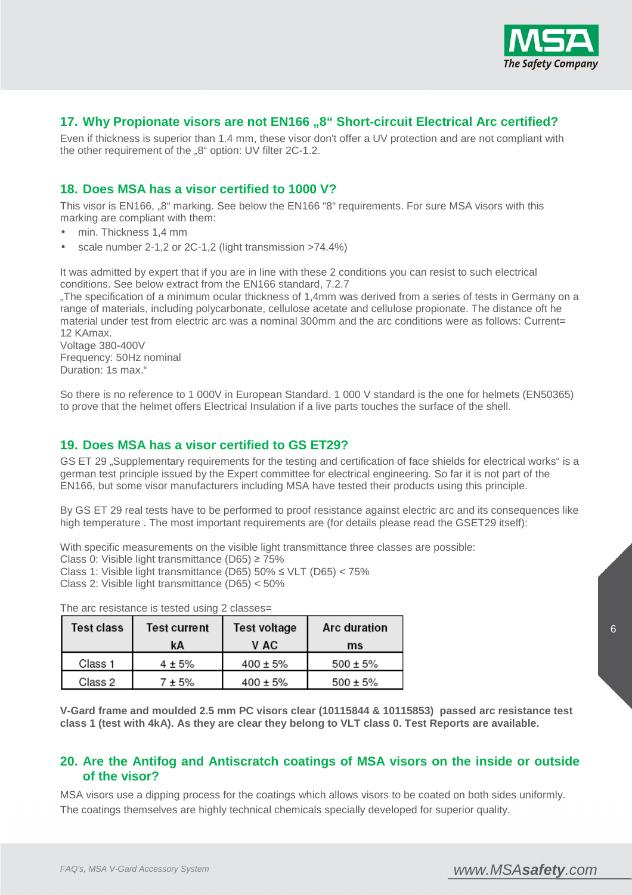## 17. Why Propionate visors are not EN166 „8" Short-circuit Electrical Arc certified?

Even if thickness is superior than 1.4 mm, these visor don't offer a UV protection and are not compliant with the other requirement of the „8" option: UV filter 2C-1.2.

## 18. Does MSA has a visor certified to 1000 V?

This visor is EN166, „8" marking. See below the EN166 "8" requirements. For sure MSA visors with this marking are compliant with them:

- min. Thickness 1,4 mm
- scale number 2-1,2 or 2C-1,2 (light transmission >74.4%)

It was admitted by expert that if you are in line with these 2 conditions you can resist to such electrical conditions. See below extract from the EN166 standard, 7.2.7

„The specification of a minimum ocular thickness of 1,4mm was derived from a series of tests in Germany on a range of materials, including polycarbonate, cellulose acetate and cellulose propionate. The distance oft he material under test from electric arc was a nominal 300mm and the arc conditions were as follows: Current= 12 KAmax.
Voltage 380-400V
Frequency: 50Hz nominal
Duration: 1s max."

So there is no reference to 1 000V in European Standard. 1 000 V standard is the one for helmets (EN50365) to prove that the helmet offers Electrical Insulation if a live parts touches the surface of the shell.

## 19. Does MSA has a visor certified to GS ET29?

GS ET 29 „Supplementary requirements for the testing and certification of face shields for electrical works" is a german test principle issued by the Expert committee for electrical engineering. So far it is not part of the EN166, but some visor manufacturers including MSA have tested their products using this principle.

By GS ET 29 real tests have to be performed to proof resistance against electric arc and its consequences like high temperature . The most important requirements are (for details please read the GSET29 itself):

With specific measurements on the visible light transmittance three classes are possible:
Class 0: Visible light transmittance (D65) ≥ 75%
Class 1: Visible light transmittance (D65) 50% ≤ VLT (D65) < 75%
Class 2: Visible light transmittance (D65) < 50%

The arc resistance is tested using 2 classes=

| Test class | Test current kA | Test voltage V AC | Arc duration ms |
|---|---|---|---|
| Class 1 | 4 ± 5% | 400 ± 5% | 500 ± 5% |
| Class 2 | 7 ± 5% | 400 ± 5% | 500 ± 5% |

**V-Gard frame and moulded 2.5 mm PC visors clear (10115844 & 10115853) passed arc resistance test class 1 (test with 4kA). As they are clear they belong to VLT class 0. Test Reports are available.**

## 20. Are the Antifog and Antiscratch coatings of MSA visors on the inside or outside of the visor?

MSA visors use a dipping process for the coatings which allows visors to be coated on both sides uniformly.
The coatings themselves are highly technical chemicals specially developed for superior quality.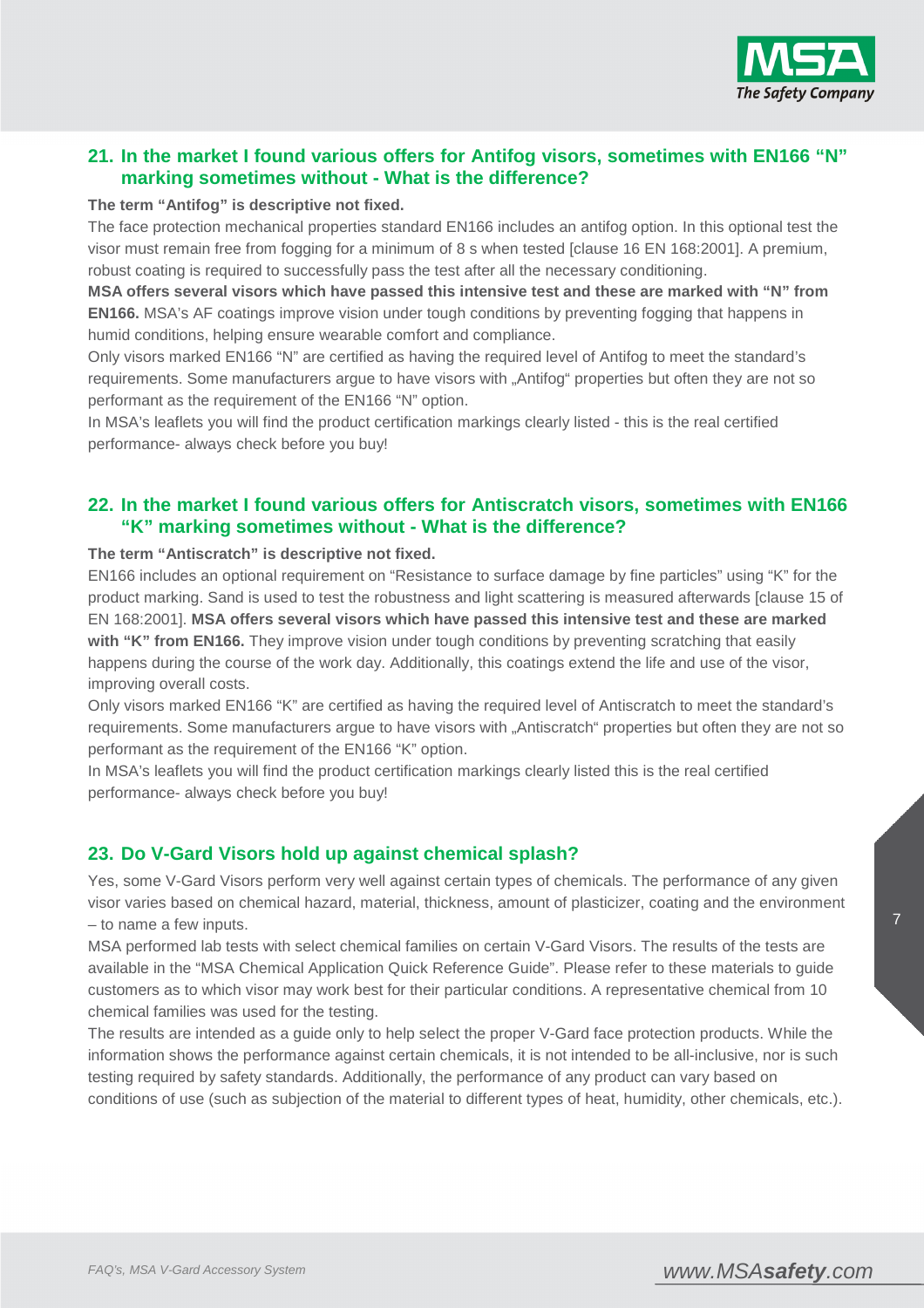## 21. In the market I found various offers for Antifog visors, sometimes with EN166 "N" marking sometimes without - What is the difference?

**The term "Antifog" is descriptive not fixed.**

The face protection mechanical properties standard EN166 includes an antifog option. In this optional test the visor must remain free from fogging for a minimum of 8 s when tested [clause 16 EN 168:2001]. A premium, robust coating is required to successfully pass the test after all the necessary conditioning.

**MSA offers several visors which have passed this intensive test and these are marked with "N" from EN166.** MSA's AF coatings improve vision under tough conditions by preventing fogging that happens in humid conditions, helping ensure wearable comfort and compliance.

Only visors marked EN166 "N" are certified as having the required level of Antifog to meet the standard's requirements. Some manufacturers argue to have visors with „Antifog" properties but often they are not so performant as the requirement of the EN166 "N" option.

In MSA's leaflets you will find the product certification markings clearly listed - this is the real certified performance- always check before you buy!

## 22. In the market I found various offers for Antiscratch visors, sometimes with EN166 "K" marking sometimes without - What is the difference?

**The term "Antiscratch" is descriptive not fixed.**

EN166 includes an optional requirement on "Resistance to surface damage by fine particles" using "K" for the product marking. Sand is used to test the robustness and light scattering is measured afterwards [clause 15 of EN 168:2001]. **MSA offers several visors which have passed this intensive test and these are marked with "K" from EN166.** They improve vision under tough conditions by preventing scratching that easily happens during the course of the work day. Additionally, this coatings extend the life and use of the visor, improving overall costs.

Only visors marked EN166 "K" are certified as having the required level of Antiscratch to meet the standard's requirements. Some manufacturers argue to have visors with „Antiscratch" properties but often they are not so performant as the requirement of the EN166 "K" option.

In MSA's leaflets you will find the product certification markings clearly listed this is the real certified performance- always check before you buy!

## 23. Do V-Gard Visors hold up against chemical splash?

Yes, some V-Gard Visors perform very well against certain types of chemicals. The performance of any given visor varies based on chemical hazard, material, thickness, amount of plasticizer, coating and the environment – to name a few inputs.

MSA performed lab tests with select chemical families on certain V-Gard Visors. The results of the tests are available in the "MSA Chemical Application Quick Reference Guide". Please refer to these materials to guide customers as to which visor may work best for their particular conditions. A representative chemical from 10 chemical families was used for the testing.

The results are intended as a guide only to help select the proper V-Gard face protection products. While the information shows the performance against certain chemicals, it is not intended to be all-inclusive, nor is such testing required by safety standards. Additionally, the performance of any product can vary based on conditions of use (such as subjection of the material to different types of heat, humidity, other chemicals, etc.).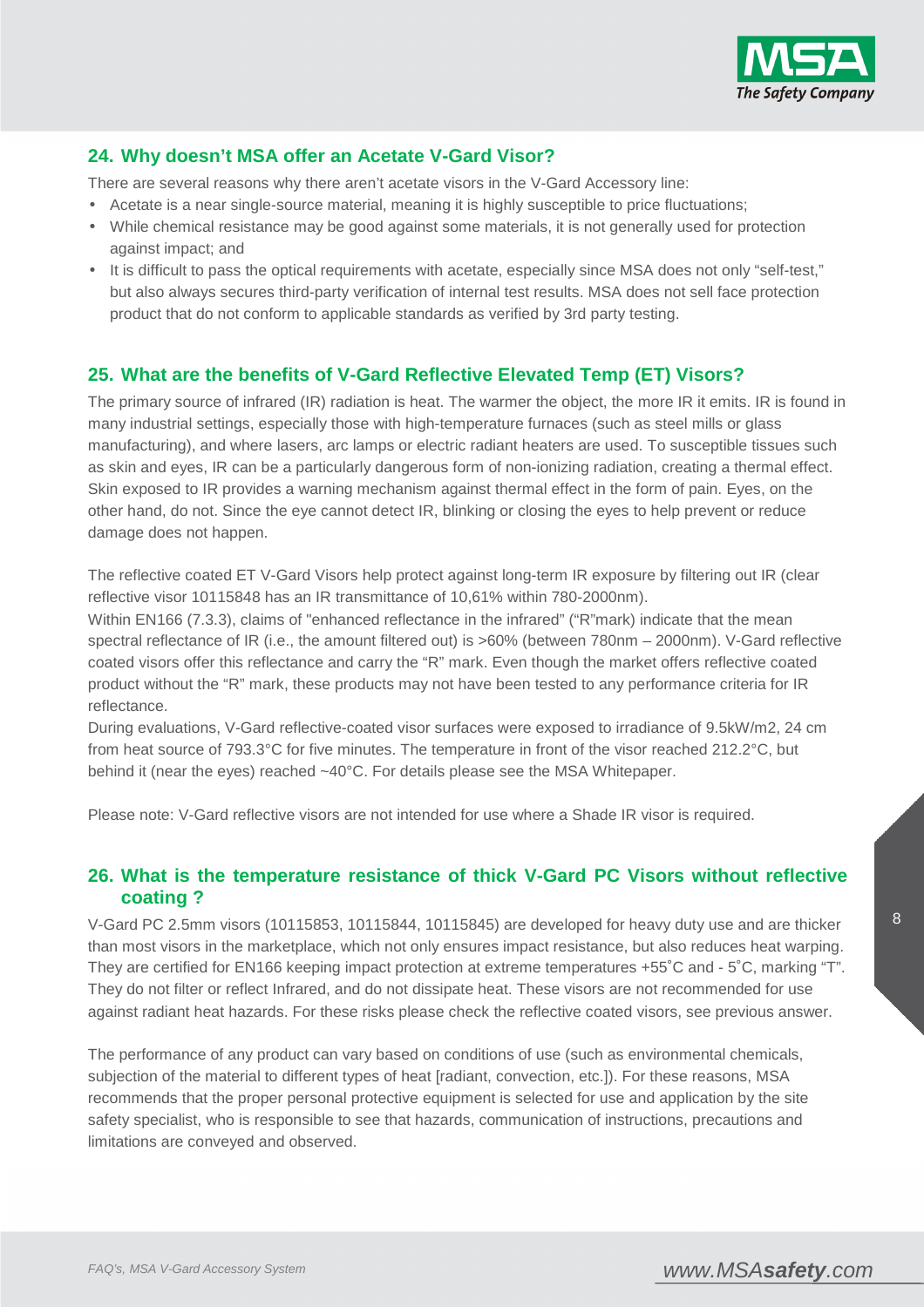## 24. Why doesn't MSA offer an Acetate V-Gard Visor?

There are several reasons why there aren't acetate visors in the V-Gard Accessory line:

- Acetate is a near single-source material, meaning it is highly susceptible to price fluctuations;
- While chemical resistance may be good against some materials, it is not generally used for protection against impact; and
- It is difficult to pass the optical requirements with acetate, especially since MSA does not only "self-test," but also always secures third-party verification of internal test results. MSA does not sell face protection product that do not conform to applicable standards as verified by 3rd party testing.

## 25. What are the benefits of V-Gard Reflective Elevated Temp (ET) Visors?

The primary source of infrared (IR) radiation is heat. The warmer the object, the more IR it emits. IR is found in many industrial settings, especially those with high-temperature furnaces (such as steel mills or glass manufacturing), and where lasers, arc lamps or electric radiant heaters are used. To susceptible tissues such as skin and eyes, IR can be a particularly dangerous form of non-ionizing radiation, creating a thermal effect. Skin exposed to IR provides a warning mechanism against thermal effect in the form of pain. Eyes, on the other hand, do not. Since the eye cannot detect IR, blinking or closing the eyes to help prevent or reduce damage does not happen.

The reflective coated ET V-Gard Visors help protect against long-term IR exposure by filtering out IR (clear reflective visor 10115848 has an IR transmittance of 10,61% within 780-2000nm).
Within EN166 (7.3.3), claims of "enhanced reflectance in the infrared" ("R"mark) indicate that the mean spectral reflectance of IR (i.e., the amount filtered out) is >60% (between 780nm – 2000nm). V-Gard reflective coated visors offer this reflectance and carry the "R" mark. Even though the market offers reflective coated product without the "R" mark, these products may not have been tested to any performance criteria for IR reflectance.
During evaluations, V-Gard reflective-coated visor surfaces were exposed to irradiance of 9.5kW/m2, 24 cm from heat source of 793.3°C for five minutes. The temperature in front of the visor reached 212.2°C, but behind it (near the eyes) reached ~40°C. For details please see the MSA Whitepaper.

Please note: V-Gard reflective visors are not intended for use where a Shade IR visor is required.

## 26. What is the temperature resistance of thick V-Gard PC Visors without reflective coating ?

V-Gard PC 2.5mm visors (10115853, 10115844, 10115845) are developed for heavy duty use and are thicker than most visors in the marketplace, which not only ensures impact resistance, but also reduces heat warping. They are certified for EN166 keeping impact protection at extreme temperatures +55˚C and - 5˚C, marking "T". They do not filter or reflect Infrared, and do not dissipate heat. These visors are not recommended for use against radiant heat hazards. For these risks please check the reflective coated visors, see previous answer.

The performance of any product can vary based on conditions of use (such as environmental chemicals, subjection of the material to different types of heat [radiant, convection, etc.]). For these reasons, MSA recommends that the proper personal protective equipment is selected for use and application by the site safety specialist, who is responsible to see that hazards, communication of instructions, precautions and limitations are conveyed and observed.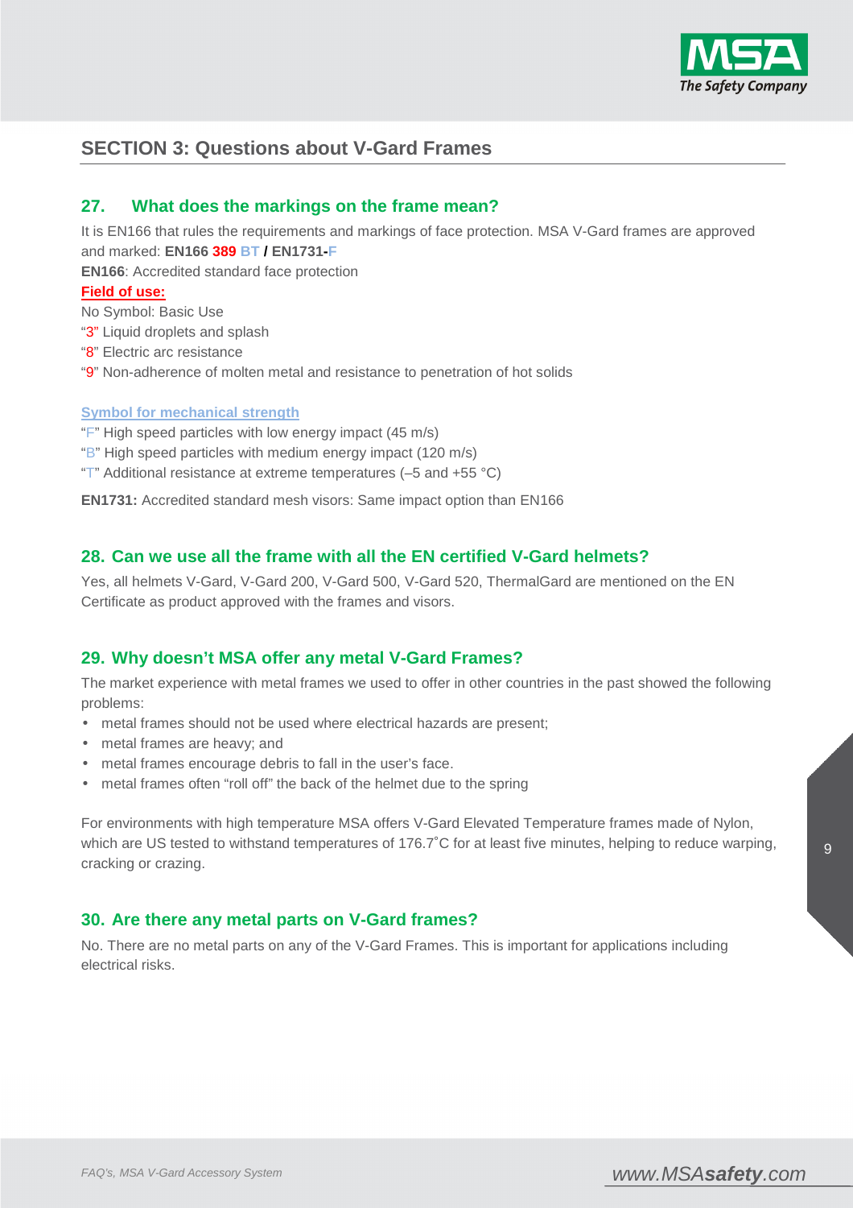## SECTION 3: Questions about V-Gard Frames

### 27. What does the markings on the frame mean?

It is EN166 that rules the requirements and markings of face protection. MSA V-Gard frames are approved and marked: **EN166 389 BT / EN1731-F**

**EN166**: Accredited standard face protection

**Field of use:**

No Symbol: Basic Use

"3" Liquid droplets and splash

"8" Electric arc resistance

"9" Non-adherence of molten metal and resistance to penetration of hot solids

**Symbol for mechanical strength**

"F" High speed particles with low energy impact (45 m/s)

"B" High speed particles with medium energy impact (120 m/s)

"T" Additional resistance at extreme temperatures (–5 and +55 °C)

**EN1731:** Accredited standard mesh visors: Same impact option than EN166

### 28. Can we use all the frame with all the EN certified V-Gard helmets?

Yes, all helmets V-Gard, V-Gard 200, V-Gard 500, V-Gard 520, ThermalGard are mentioned on the EN Certificate as product approved with the frames and visors.

### 29. Why doesn't MSA offer any metal V-Gard Frames?

The market experience with metal frames we used to offer in other countries in the past showed the following problems:

- metal frames should not be used where electrical hazards are present;
- metal frames are heavy; and
- metal frames encourage debris to fall in the user's face.
- metal frames often "roll off" the back of the helmet due to the spring

For environments with high temperature MSA offers V-Gard Elevated Temperature frames made of Nylon, which are US tested to withstand temperatures of 176.7˚C for at least five minutes, helping to reduce warping, cracking or crazing.

### 30. Are there any metal parts on V-Gard frames?

No. There are no metal parts on any of the V-Gard Frames. This is important for applications including electrical risks.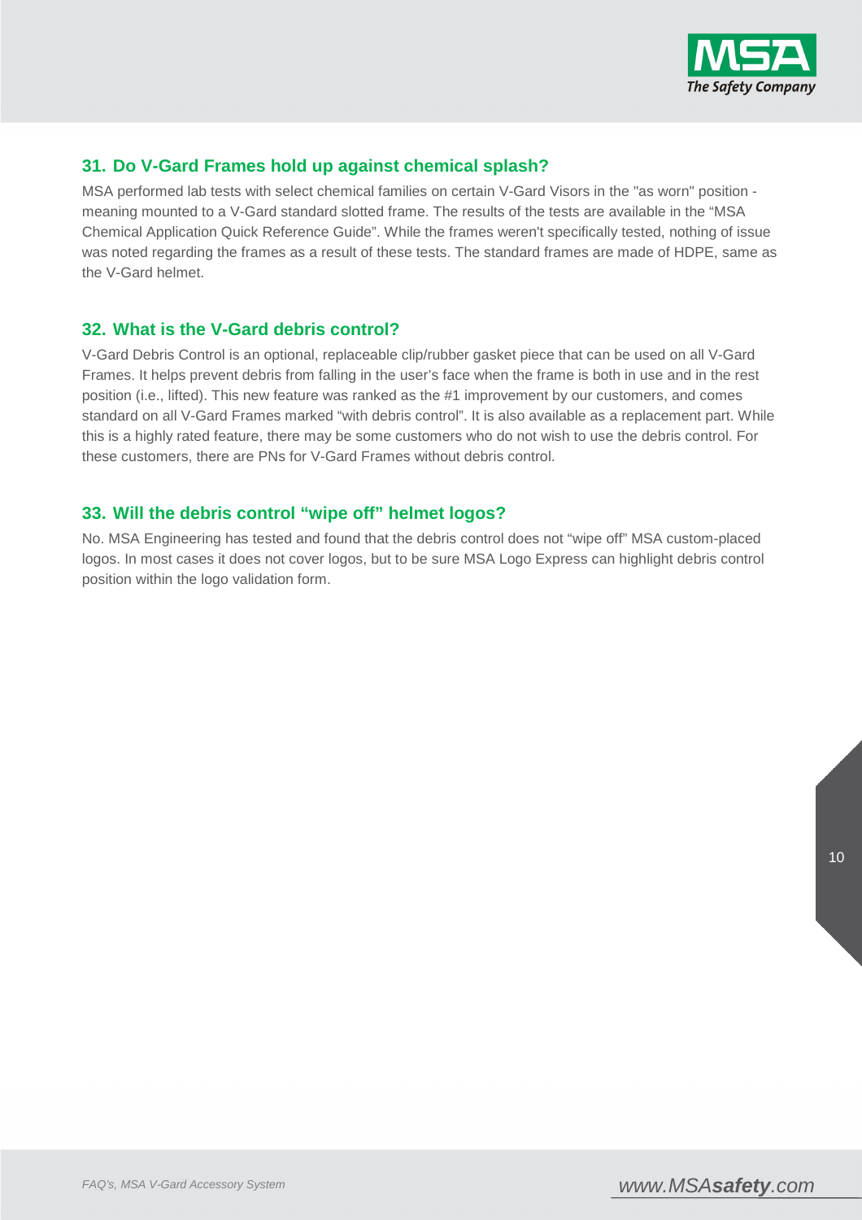## 31. Do V-Gard Frames hold up against chemical splash?

MSA performed lab tests with select chemical families on certain V-Gard Visors in the "as worn" position - meaning mounted to a V-Gard standard slotted frame. The results of the tests are available in the "MSA Chemical Application Quick Reference Guide". While the frames weren't specifically tested, nothing of issue was noted regarding the frames as a result of these tests. The standard frames are made of HDPE, same as the V-Gard helmet.

## 32. What is the V-Gard debris control?

V-Gard Debris Control is an optional, replaceable clip/rubber gasket piece that can be used on all V-Gard Frames. It helps prevent debris from falling in the user's face when the frame is both in use and in the rest position (i.e., lifted). This new feature was ranked as the #1 improvement by our customers, and comes standard on all V-Gard Frames marked "with debris control". It is also available as a replacement part. While this is a highly rated feature, there may be some customers who do not wish to use the debris control. For these customers, there are PNs for V-Gard Frames without debris control.

## 33. Will the debris control "wipe off" helmet logos?

No. MSA Engineering has tested and found that the debris control does not "wipe off" MSA custom-placed logos. In most cases it does not cover logos, but to be sure MSA Logo Express can highlight debris control position within the logo validation form.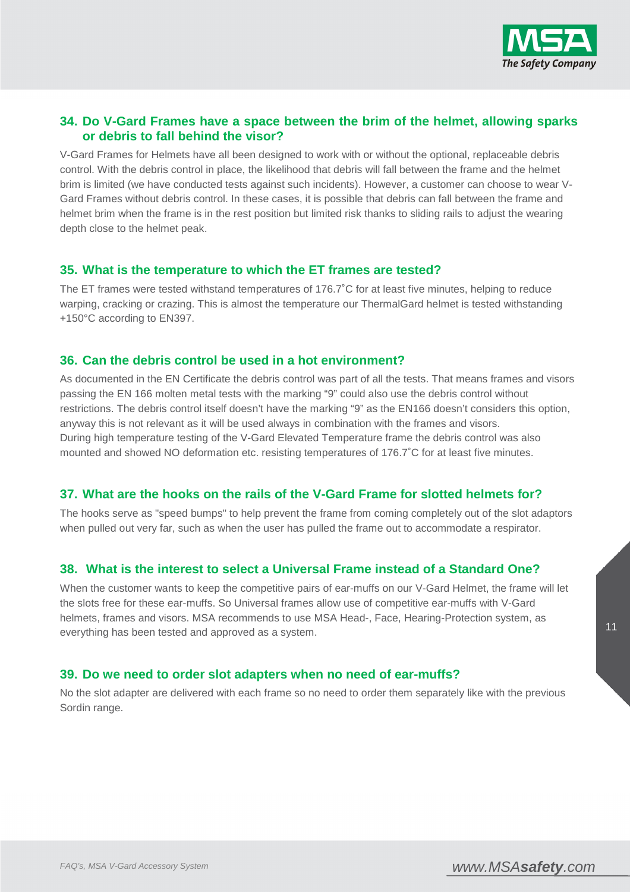## 34. Do V-Gard Frames have a space between the brim of the helmet, allowing sparks or debris to fall behind the visor?

V-Gard Frames for Helmets have all been designed to work with or without the optional, replaceable debris control. With the debris control in place, the likelihood that debris will fall between the frame and the helmet brim is limited (we have conducted tests against such incidents). However, a customer can choose to wear V-Gard Frames without debris control. In these cases, it is possible that debris can fall between the frame and helmet brim when the frame is in the rest position but limited risk thanks to sliding rails to adjust the wearing depth close to the helmet peak.

## 35. What is the temperature to which the ET frames are tested?

The ET frames were tested withstand temperatures of 176.7˚C for at least five minutes, helping to reduce warping, cracking or crazing. This is almost the temperature our ThermalGard helmet is tested withstanding +150°C according to EN397.

## 36. Can the debris control be used in a hot environment?

As documented in the EN Certificate the debris control was part of all the tests. That means frames and visors passing the EN 166 molten metal tests with the marking "9" could also use the debris control without restrictions. The debris control itself doesn't have the marking "9" as the EN166 doesn't considers this option, anyway this is not relevant as it will be used always in combination with the frames and visors.
During high temperature testing of the V-Gard Elevated Temperature frame the debris control was also mounted and showed NO deformation etc. resisting temperatures of 176.7˚C for at least five minutes.

## 37. What are the hooks on the rails of the V-Gard Frame for slotted helmets for?

The hooks serve as "speed bumps" to help prevent the frame from coming completely out of the slot adaptors when pulled out very far, such as when the user has pulled the frame out to accommodate a respirator.

## 38. What is the interest to select a Universal Frame instead of a Standard One?

When the customer wants to keep the competitive pairs of ear-muffs on our V-Gard Helmet, the frame will let the slots free for these ear-muffs. So Universal frames allow use of competitive ear-muffs with V-Gard helmets, frames and visors. MSA recommends to use MSA Head-, Face, Hearing-Protection system, as everything has been tested and approved as a system.

## 39. Do we need to order slot adapters when no need of ear-muffs?

No the slot adapter are delivered with each frame so no need to order them separately like with the previous Sordin range.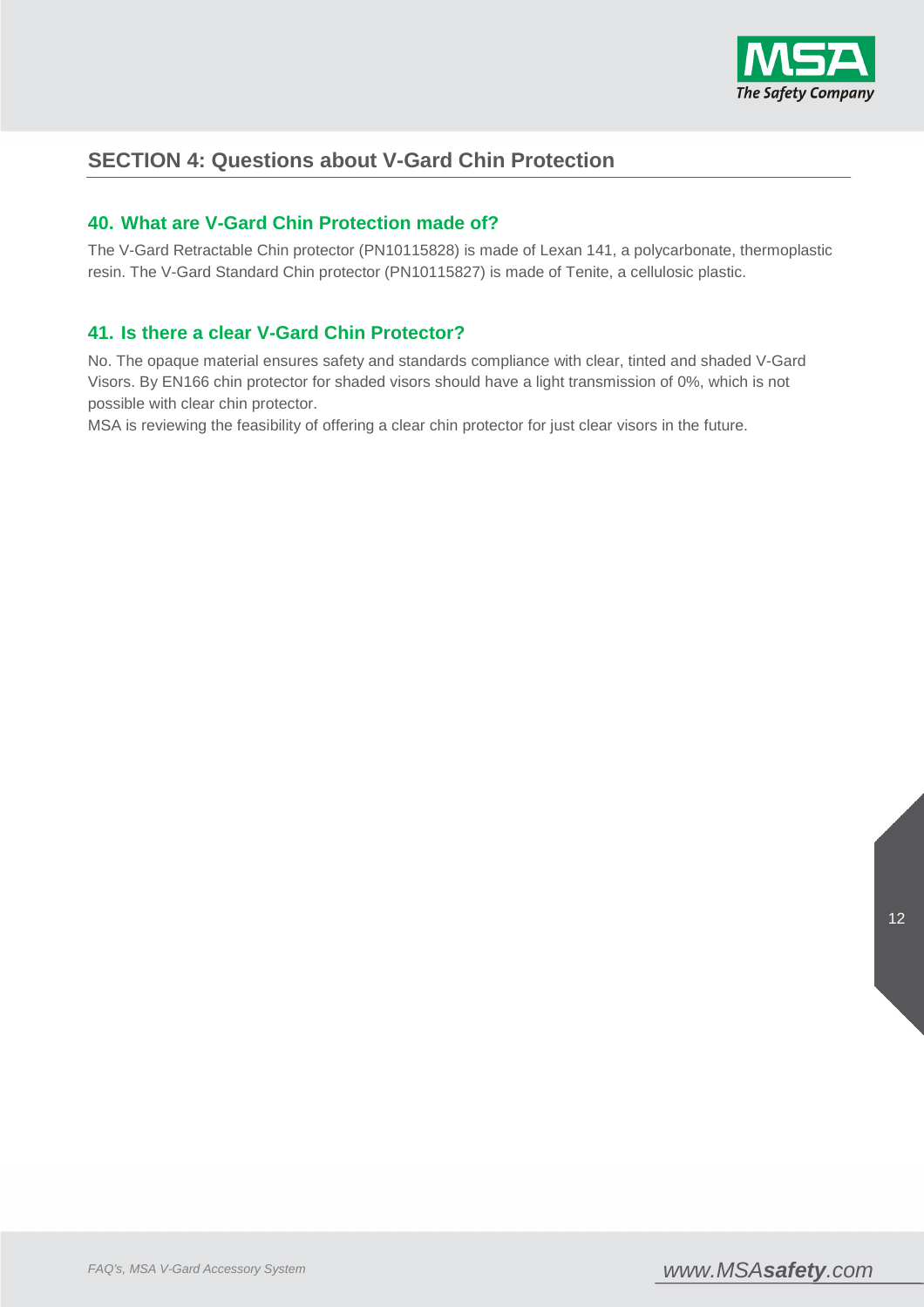## SECTION 4: Questions about V-Gard Chin Protection

### 40. What are V-Gard Chin Protection made of?

The V-Gard Retractable Chin protector (PN10115828) is made of Lexan 141, a polycarbonate, thermoplastic resin. The V-Gard Standard Chin protector (PN10115827) is made of Tenite, a cellulosic plastic.

### 41. Is there a clear V-Gard Chin Protector?

No. The opaque material ensures safety and standards compliance with clear, tinted and shaded V-Gard Visors. By EN166 chin protector for shaded visors should have a light transmission of 0%, which is not possible with clear chin protector.

MSA is reviewing the feasibility of offering a clear chin protector for just clear visors in the future.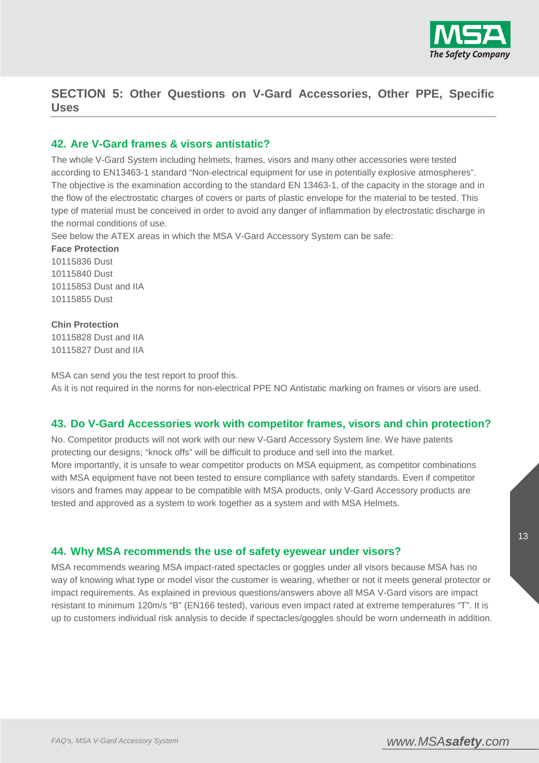## SECTION 5: Other Questions on V-Gard Accessories, Other PPE, Specific Uses

### 42. Are V-Gard frames & visors antistatic?

The whole V-Gard System including helmets, frames, visors and many other accessories were tested according to EN13463-1 standard "Non-electrical equipment for use in potentially explosive atmospheres". The objective is the examination according to the standard EN 13463-1, of the capacity in the storage and in the flow of the electrostatic charges of covers or parts of plastic envelope for the material to be tested. This type of material must be conceived in order to avoid any danger of inflammation by electrostatic discharge in the normal conditions of use.

See below the ATEX areas in which the MSA V-Gard Accessory System can be safe:

**Face Protection**
10115836 Dust
10115840 Dust
10115853 Dust and IIA
10115855 Dust

**Chin Protection**
10115828 Dust and IIA
10115827 Dust and IIA

MSA can send you the test report to proof this.
As it is not required in the norms for non-electrical PPE NO Antistatic marking on frames or visors are used.

### 43. Do V-Gard Accessories work with competitor frames, visors and chin protection?

No. Competitor products will not work with our new V-Gard Accessory System line. We have patents protecting our designs; "knock offs" will be difficult to produce and sell into the market.
More importantly, it is unsafe to wear competitor products on MSA equipment, as competitor combinations with MSA equipment have not been tested to ensure compliance with safety standards. Even if competitor visors and frames may appear to be compatible with MSA products, only V-Gard Accessory products are tested and approved as a system to work together as a system and with MSA Helmets.

### 44. Why MSA recommends the use of safety eyewear under visors?

MSA recommends wearing MSA impact-rated spectacles or goggles under all visors because MSA has no way of knowing what type or model visor the customer is wearing, whether or not it meets general protector or impact requirements. As explained in previous questions/answers above all MSA V-Gard visors are impact resistant to minimum 120m/s "B" (EN166 tested), various even impact rated at extreme temperatures "T". It is up to customers individual risk analysis to decide if spectacles/goggles should be worn underneath in addition.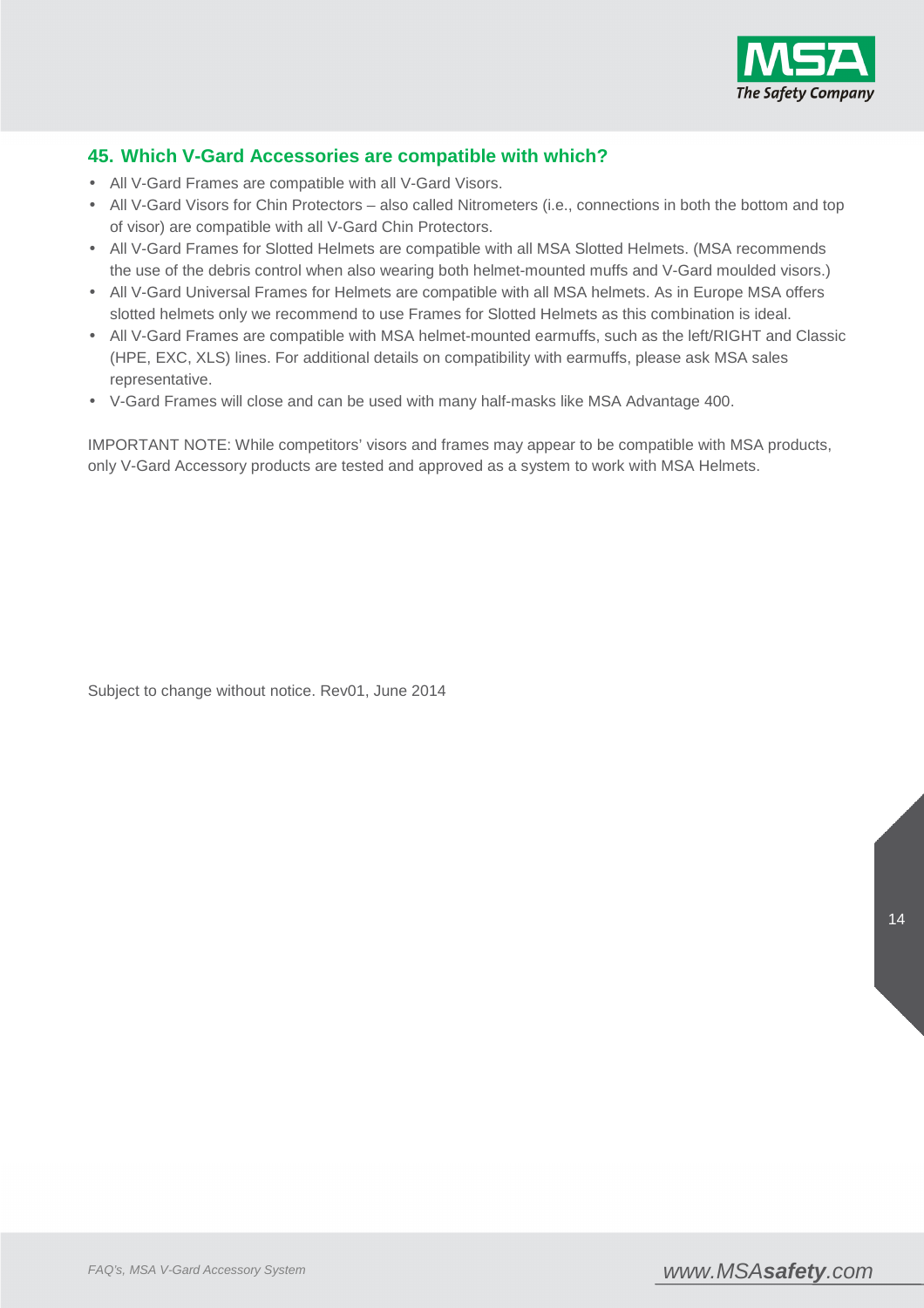## 45. Which V-Gard Accessories are compatible with which?

- All V-Gard Frames are compatible with all V-Gard Visors.
- All V-Gard Visors for Chin Protectors – also called Nitrometers (i.e., connections in both the bottom and top of visor) are compatible with all V-Gard Chin Protectors.
- All V-Gard Frames for Slotted Helmets are compatible with all MSA Slotted Helmets. (MSA recommends the use of the debris control when also wearing both helmet-mounted muffs and V-Gard moulded visors.)
- All V-Gard Universal Frames for Helmets are compatible with all MSA helmets. As in Europe MSA offers slotted helmets only we recommend to use Frames for Slotted Helmets as this combination is ideal.
- All V-Gard Frames are compatible with MSA helmet-mounted earmuffs, such as the left/RIGHT and Classic (HPE, EXC, XLS) lines. For additional details on compatibility with earmuffs, please ask MSA sales representative.
- V-Gard Frames will close and can be used with many half-masks like MSA Advantage 400.

IMPORTANT NOTE: While competitors' visors and frames may appear to be compatible with MSA products, only V-Gard Accessory products are tested and approved as a system to work with MSA Helmets.

Subject to change without notice. Rev01, June 2014